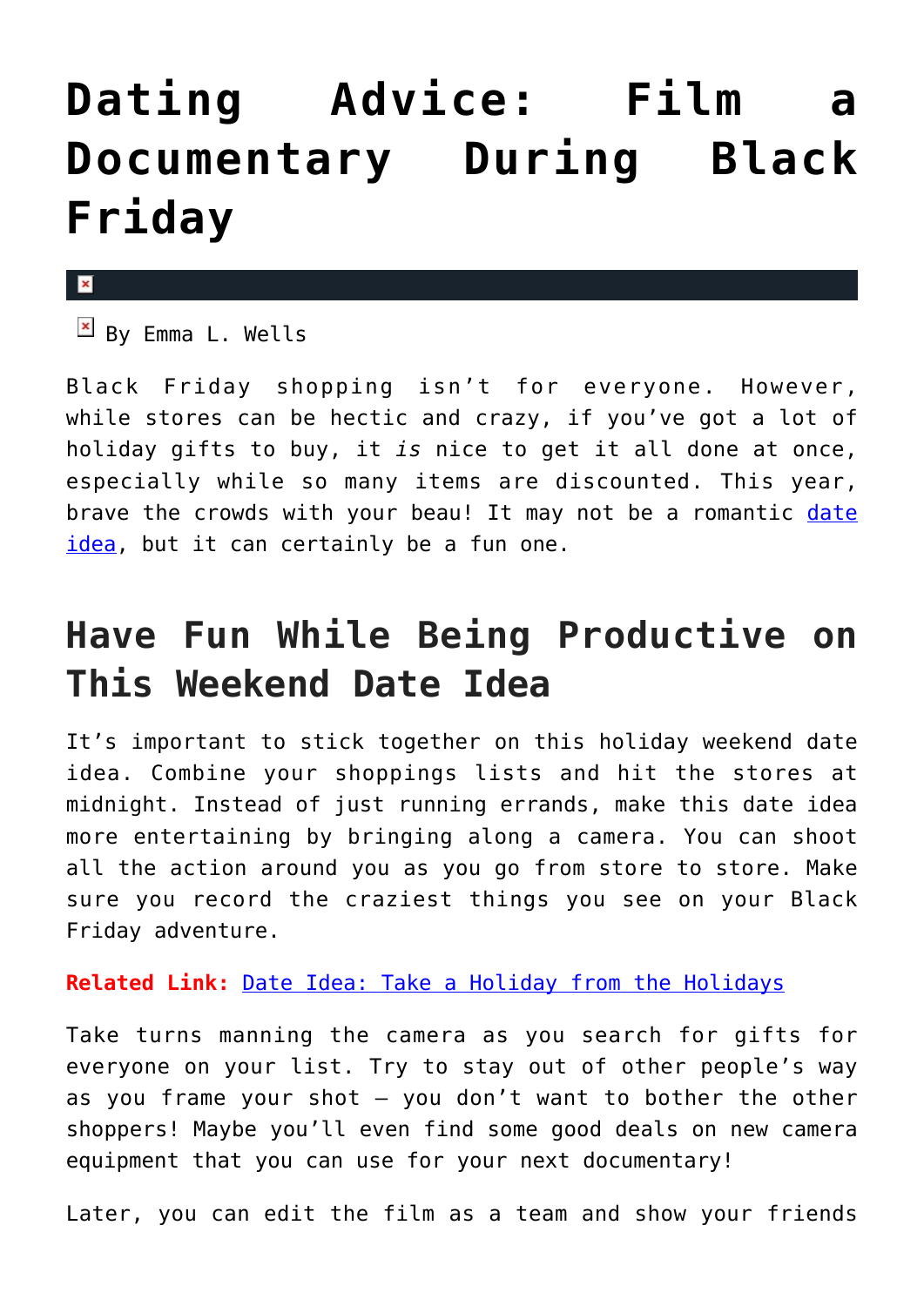# Dating Advice: Film a Documentary During Black Friday

By Emma L. Wells

Black Friday shopping isn't for everyone. However, while stores can be hectic and crazy, if you've got a lot of holiday gifts to buy, it *is* nice to get it all done at once, especially while so many items are discounted. This year, brave the crowds with your beau! It may not be a romantic date idea, but it can certainly be a fun one.

## Have Fun While Being Productive on This Weekend Date Idea

It's important to stick together on this holiday weekend date idea. Combine your shoppings lists and hit the stores at midnight. Instead of just running errands, make this date idea more entertaining by bringing along a camera. You can shoot all the action around you as you go from store to store. Make sure you record the craziest things you see on your Black Friday adventure.

**Related Link:** Date Idea: Take a Holiday from the Holidays

Take turns manning the camera as you search for gifts for everyone on your list. Try to stay out of other people's way as you frame your shot – you don't want to bother the other shoppers! Maybe you'll even find some good deals on new camera equipment that you can use for your next documentary!

Later, you can edit the film as a team and show your friends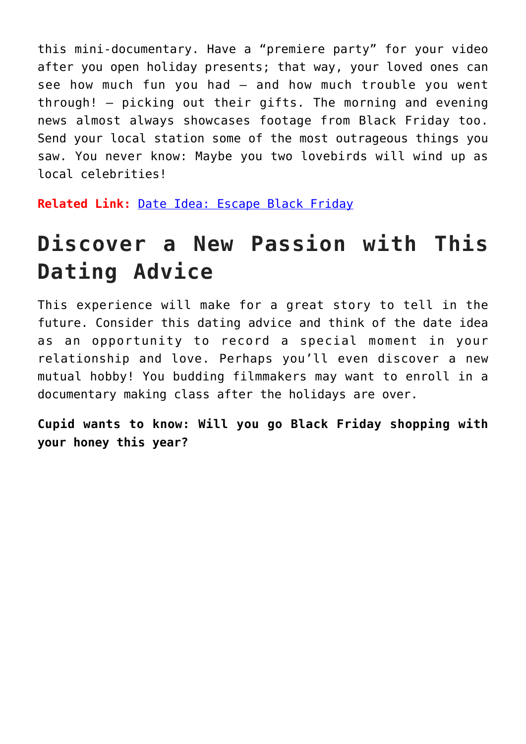this mini-documentary. Have a "premiere party" for your video after you open holiday presents; that way, your loved ones can see how much fun you had — and how much trouble you went through! — picking out their gifts. The morning and evening news almost always showcases footage from Black Friday too. Send your local station some of the most outrageous things you saw. You never know: Maybe you two lovebirds will wind up as local celebrities!

**Related Link:** Date Idea: Escape Black Friday

## Discover a New Passion with This Dating Advice

This experience will make for a great story to tell in the future. Consider this dating advice and think of the date idea as an opportunity to record a special moment in your relationship and love. Perhaps you'll even discover a new mutual hobby! You budding filmmakers may want to enroll in a documentary making class after the holidays are over.

**Cupid wants to know: Will you go Black Friday shopping with your honey this year?**